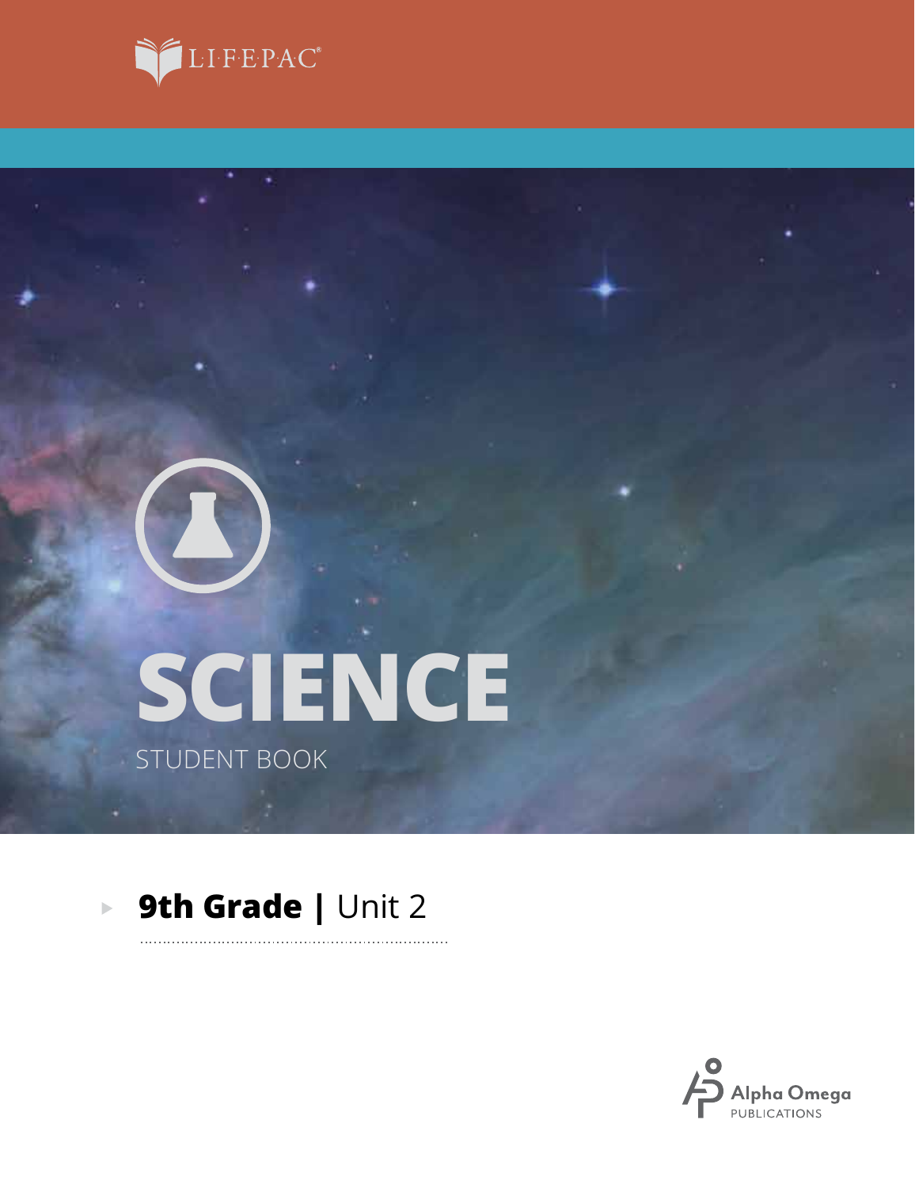LIFEPAC®

# SCIENCE

STUDENT BOOK

## 9th Grade | Unit 2

Alpha Omega PUBLICATIONS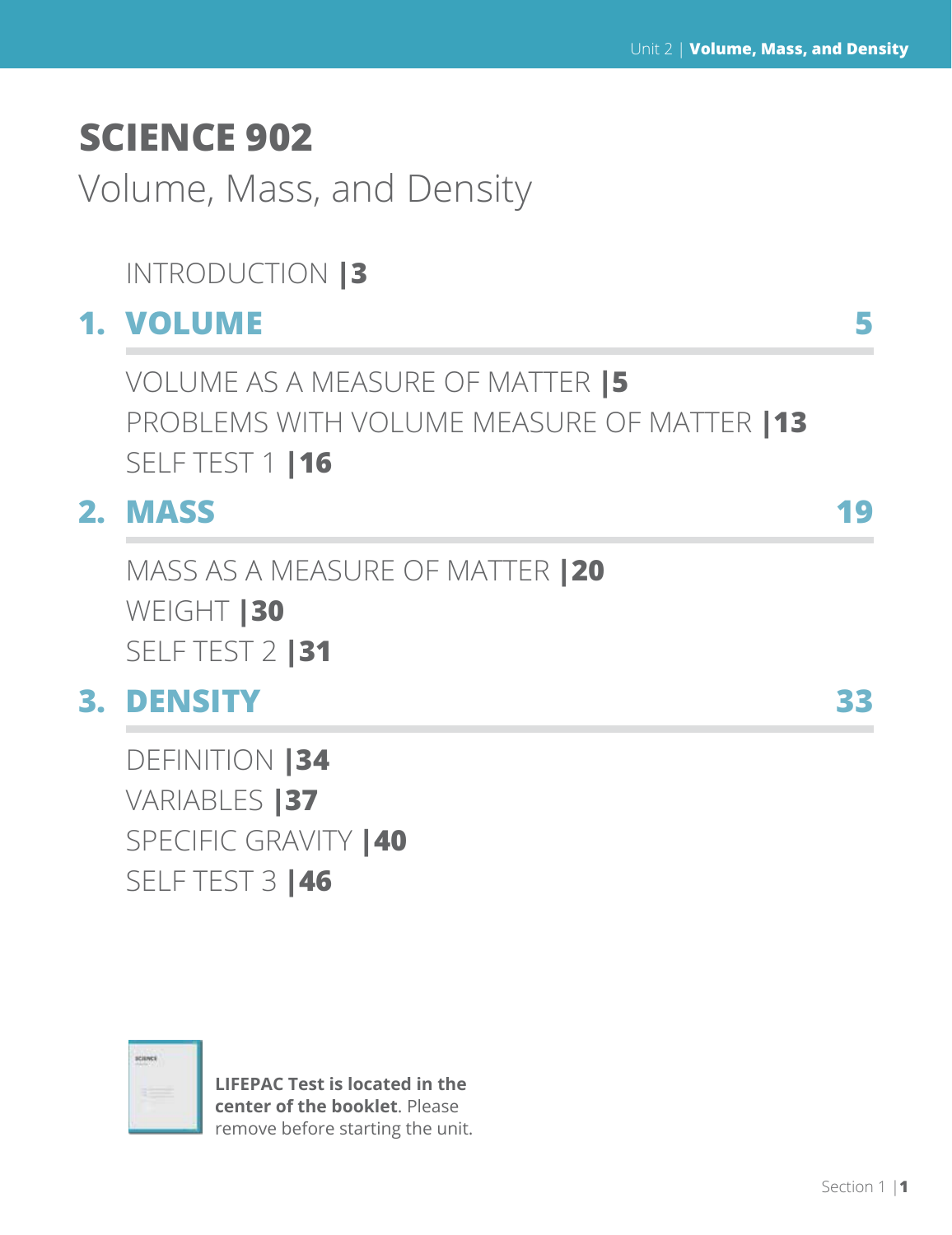# SCIENCE 902

## Volume, Mass, and Density

INTRODUCTION |3

### 1. VOLUME 5

VOLUME AS A MEASURE OF MATTER |5

PROBLEMS WITH VOLUME MEASURE OF MATTER |13

SELF TEST 1 |16

### 2. MASS 19

MASS AS A MEASURE OF MATTER |20

WEIGHT |30

SELF TEST 2 |31

### 3. DENSITY 33

DEFINITION |34

VARIABLES |37

SPECIFIC GRAVITY |40

SELF TEST 3 |46

**LIFEPAC Test is located in the center of the booklet**. Please remove before starting the unit.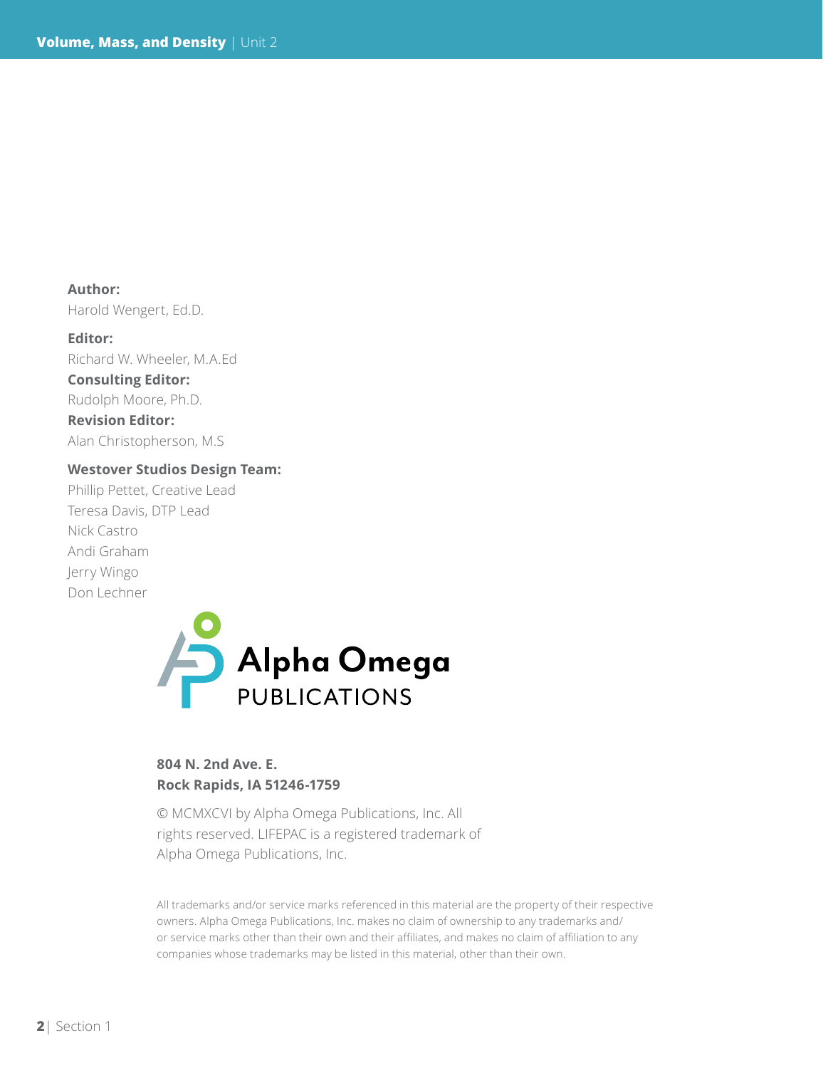**Author:**
Harold Wengert, Ed.D.

**Editor:**
Richard W. Wheeler, M.A.Ed

**Consulting Editor:**
Rudolph Moore, Ph.D.

**Revision Editor:**
Alan Christopherson, M.S

**Westover Studios Design Team:**
Phillip Pettet, Creative Lead
Teresa Davis, DTP Lead
Nick Castro
Andi Graham
Jerry Wingo
Don Lechner

Alpha Omega
PUBLICATIONS

**804 N. 2nd Ave. E.**
**Rock Rapids, IA 51246-1759**

© MCMXCVI by Alpha Omega Publications, Inc. All rights reserved. LIFEPAC is a registered trademark of Alpha Omega Publications, Inc.

All trademarks and/or service marks referenced in this material are the property of their respective owners. Alpha Omega Publications, Inc. makes no claim of ownership to any trademarks and/or service marks other than their own and their affiliates, and makes no claim of affiliation to any companies whose trademarks may be listed in this material, other than their own.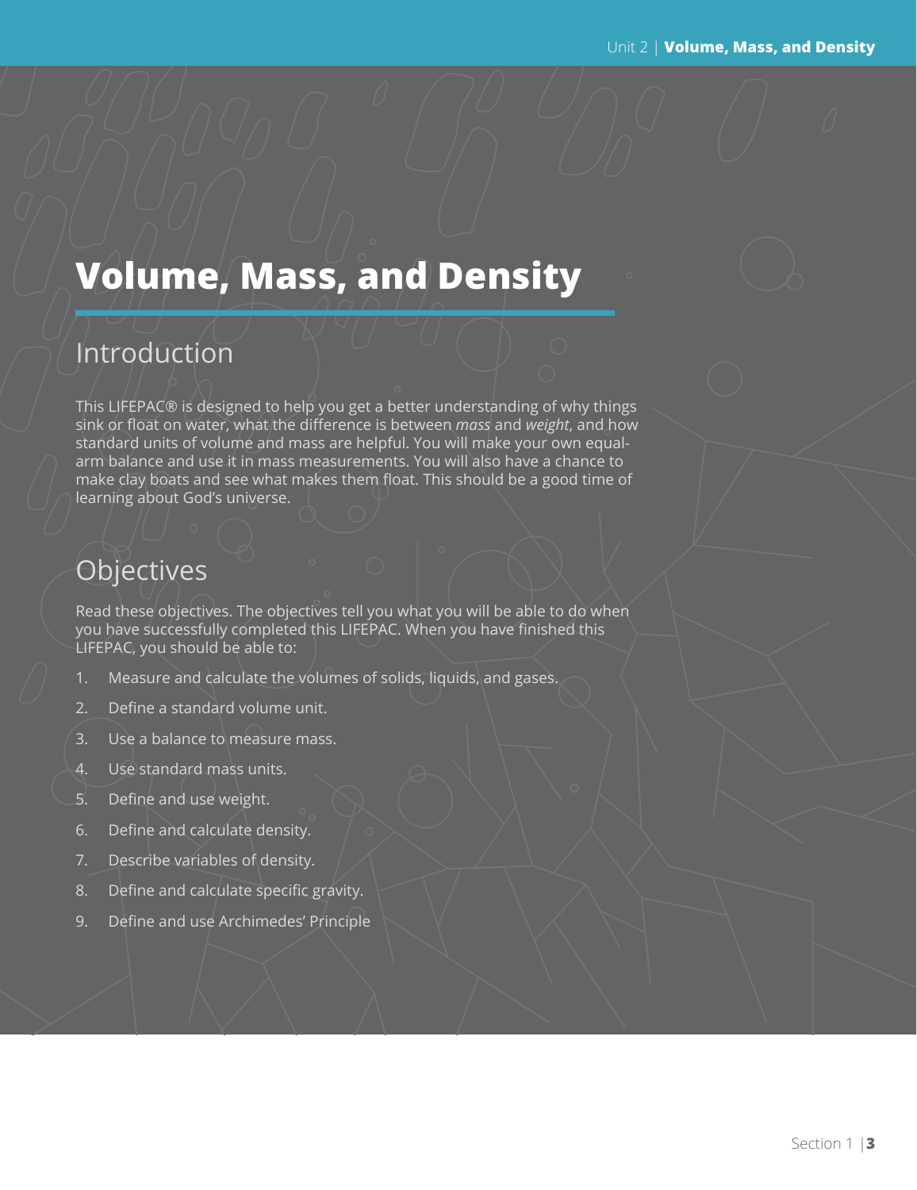# Volume, Mass, and Density

## Introduction

This LIFEPAC® is designed to help you get a better understanding of why things sink or float on water, what the difference is between *mass* and *weight*, and how standard units of volume and mass are helpful. You will make your own equal-arm balance and use it in mass measurements. You will also have a chance to make clay boats and see what makes them float. This should be a good time of learning about God's universe.

## Objectives

Read these objectives. The objectives tell you what you will be able to do when you have successfully completed this LIFEPAC. When you have finished this LIFEPAC, you should be able to:

1. Measure and calculate the volumes of solids, liquids, and gases.
2. Define a standard volume unit.
3. Use a balance to measure mass.
4. Use standard mass units.
5. Define and use weight.
6. Define and calculate density.
7. Describe variables of density.
8. Define and calculate specific gravity.
9. Define and use Archimedes' Principle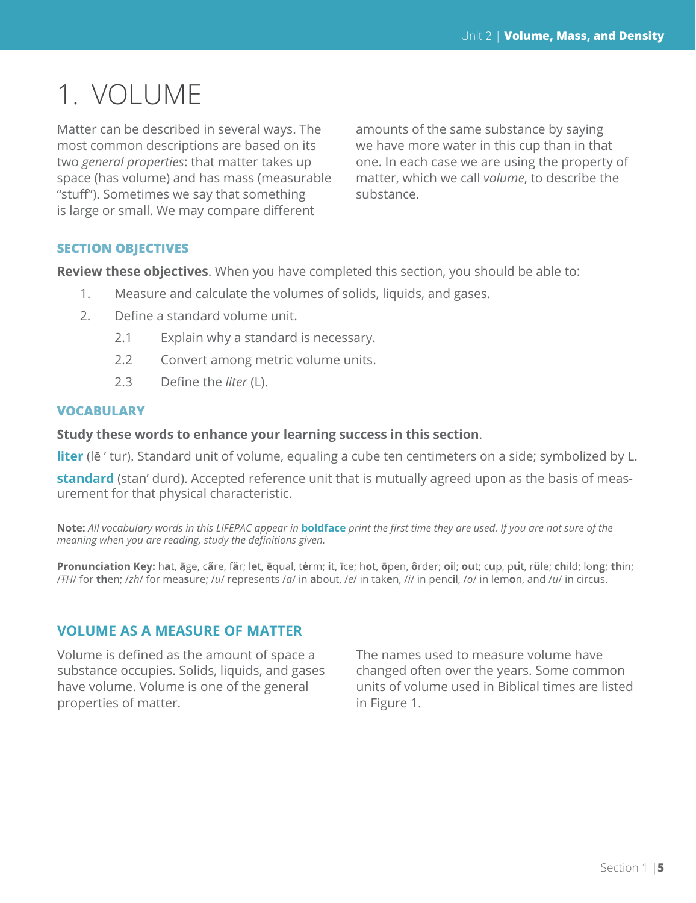# 1. VOLUME

Matter can be described in several ways. The most common descriptions are based on its two *general properties*: that matter takes up space (has volume) and has mass (measurable "stuff"). Sometimes we say that something is large or small. We may compare different amounts of the same substance by saying we have more water in this cup than in that one. In each case we are using the property of matter, which we call *volume*, to describe the substance.

### SECTION OBJECTIVES

**Review these objectives**. When you have completed this section, you should be able to:

1. Measure and calculate the volumes of solids, liquids, and gases.
2. Define a standard volume unit.
   - 2.1 Explain why a standard is necessary.
   - 2.2 Convert among metric volume units.
   - 2.3 Define the *liter* (L).

### VOCABULARY

**Study these words to enhance your learning success in this section**.

**liter** (lē ′ tur). Standard unit of volume, equaling a cube ten centimeters on a side; symbolized by L.

**standard** (stan′ durd). Accepted reference unit that is mutually agreed upon as the basis of measurement for that physical characteristic.

**Note:** *All vocabulary words in this LIFEPAC appear in* **boldface** *print the first time they are used. If you are not sure of the meaning when you are reading, study the definitions given.*

**Pronunciation Key:** h**a**t, **ā**ge, c**ã**re, f**ä**r; l**e**t, **ē**qual, t**ė**rm; **i**t, **ī**ce; h**o**t, **ō**pen, **ô**rder; **oi**l; **ou**t; c**u**p, p**u̇**t, r**ü**le; **ch**ild; lo**ng**; **th**in; /ŦH/ for **th**en; /zh/ for mea**s**ure; /u/ represents /a/ in **a**bout, /e/ in tak**e**n, /i/ in penc**i**l, /o/ in lem**o**n, and /u/ in circ**u**s.

## VOLUME AS A MEASURE OF MATTER

Volume is defined as the amount of space a substance occupies. Solids, liquids, and gases have volume. Volume is one of the general properties of matter.

The names used to measure volume have changed often over the years. Some common units of volume used in Biblical times are listed in Figure 1.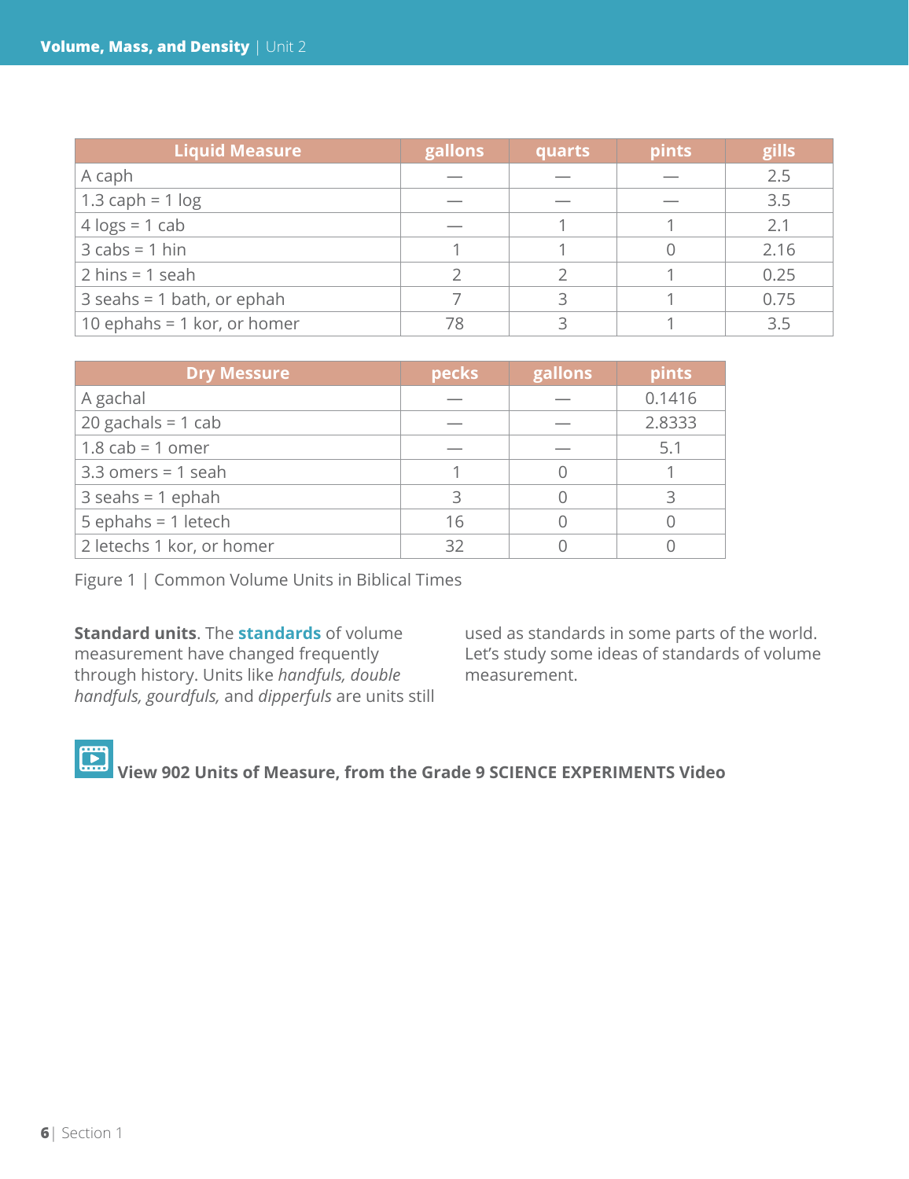| Liquid Measure | gallons | quarts | pints | gills |
|---|---|---|---|---|
| A caph | — | — | — | 2.5 |
| 1.3 caph = 1 log | — | — | — | 3.5 |
| 4 logs = 1 cab | — | 1 | 1 | 2.1 |
| 3 cabs = 1 hin | 1 | 1 | 0 | 2.16 |
| 2 hins = 1 seah | 2 | 2 | 1 | 0.25 |
| 3 seahs = 1 bath, or ephah | 7 | 3 | 1 | 0.75 |
| 10 ephahs = 1 kor, or homer | 78 | 3 | 1 | 3.5 |

| Dry Messure | pecks | gallons | pints |
|---|---|---|---|
| A gachal | — | — | 0.1416 |
| 20 gachals = 1 cab | — | — | 2.8333 |
| 1.8 cab = 1 omer | — | — | 5.1 |
| 3.3 omers = 1 seah | 1 | 0 | 1 |
| 3 seahs = 1 ephah | 3 | 0 | 3 |
| 5 ephahs = 1 letech | 16 | 0 | 0 |
| 2 letechs 1 kor, or homer | 32 | 0 | 0 |

Figure 1 | Common Volume Units in Biblical Times

**Standard units**. The **standards** of volume measurement have changed frequently through history. Units like *handfuls, double handfuls, gourdfuls,* and *dipperfuls* are units still used as standards in some parts of the world. Let's study some ideas of standards of volume measurement.

**View 902 Units of Measure, from the Grade 9 SCIENCE EXPERIMENTS Video**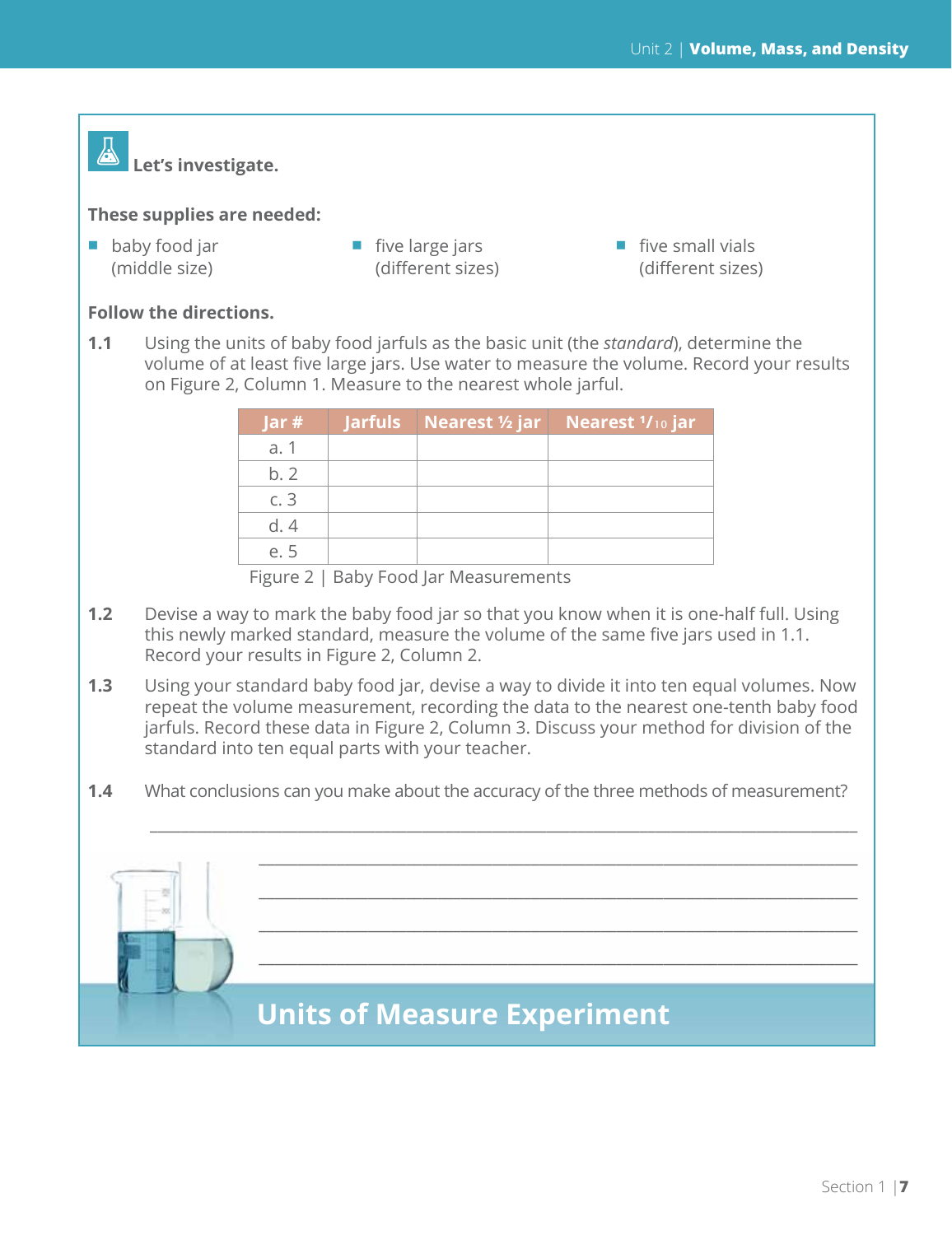Let's investigate.

**These supplies are needed:**

- baby food jar (middle size)
- five large jars (different sizes)
- five small vials (different sizes)

**Follow the directions.**

**1.1** Using the units of baby food jarfuls as the basic unit (the *standard*), determine the volume of at least five large jars. Use water to measure the volume. Record your results on Figure 2, Column 1. Measure to the nearest whole jarful.

| Jar # | Jarfuls | Nearest ½ jar | Nearest $^{1}/_{10}$ jar |
|---|---|---|---|
| a. 1 | | | |
| b. 2 | | | |
| c. 3 | | | |
| d. 4 | | | |
| e. 5 | | | |

Figure 2 | Baby Food Jar Measurements

**1.2** Devise a way to mark the baby food jar so that you know when it is one-half full. Using this newly marked standard, measure the volume of the same five jars used in 1.1. Record your results in Figure 2, Column 2.

**1.3** Using your standard baby food jar, devise a way to divide it into ten equal volumes. Now repeat the volume measurement, recording the data to the nearest one-tenth baby food jarfuls. Record these data in Figure 2, Column 3. Discuss your method for division of the standard into ten equal parts with your teacher.

**1.4** What conclusions can you make about the accuracy of the three methods of measurement?

______________________________________________________________________

______________________________________________________________________

______________________________________________________________________

______________________________________________________________________

______________________________________________________________________

## Units of Measure Experiment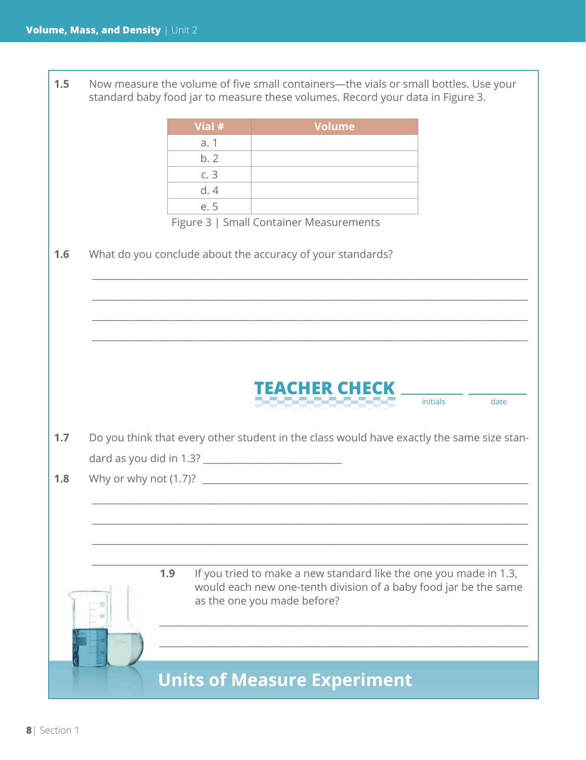**1.5** Now measure the volume of five small containers—the vials or small bottles. Use your standard baby food jar to measure these volumes. Record your data in Figure 3.

| Vial # | Volume |
|---|---|
| a. 1 | |
| b. 2 | |
| c. 3 | |
| d. 4 | |
| e. 5 | |

Figure 3 | Small Container Measurements

**1.6** What do you conclude about the accuracy of your standards?

_______________________________________________________________________________

_______________________________________________________________________________

_______________________________________________________________________________

_______________________________________________________________________________

**TEACHER CHECK** ____________ initials ____________ date

**1.7** Do you think that every other student in the class would have exactly the same size standard as you did in 1.3? ______________________

**1.8** Why or why not (1.7)? ______________________________________________________

_______________________________________________________________________________

_______________________________________________________________________________

_______________________________________________________________________________

_______________________________________________________________________________

**1.9** If you tried to make a new standard like the one you made in 1.3, would each new one-tenth division of a baby food jar be the same as the one you made before?

_______________________________________________________________________________

_______________________________________________________________________________

## Units of Measure Experiment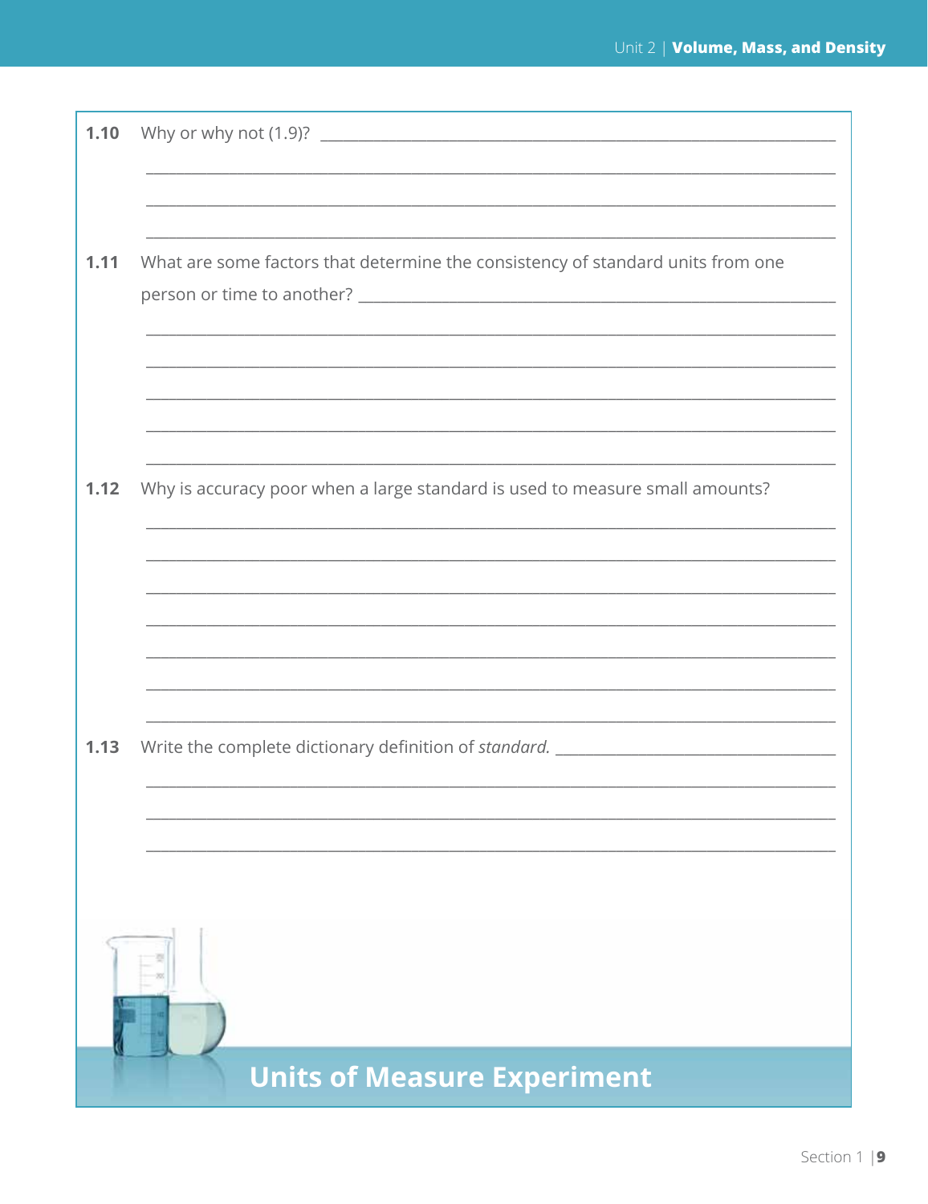**1.10** Why or why not (1.9)? ________________________________________________

________________________________________________________________________

________________________________________________________________________

________________________________________________________________________

**1.11** What are some factors that determine the consistency of standard units from one person or time to another? ________________________________________________

________________________________________________________________________

________________________________________________________________________

________________________________________________________________________

________________________________________________________________________

________________________________________________________________________

**1.12** Why is accuracy poor when a large standard is used to measure small amounts?

________________________________________________________________________

________________________________________________________________________

________________________________________________________________________

________________________________________________________________________

________________________________________________________________________

________________________________________________________________________

________________________________________________________________________

**1.13** Write the complete dictionary definition of *standard.* ______________________________

________________________________________________________________________

________________________________________________________________________

________________________________________________________________________

## Units of Measure Experiment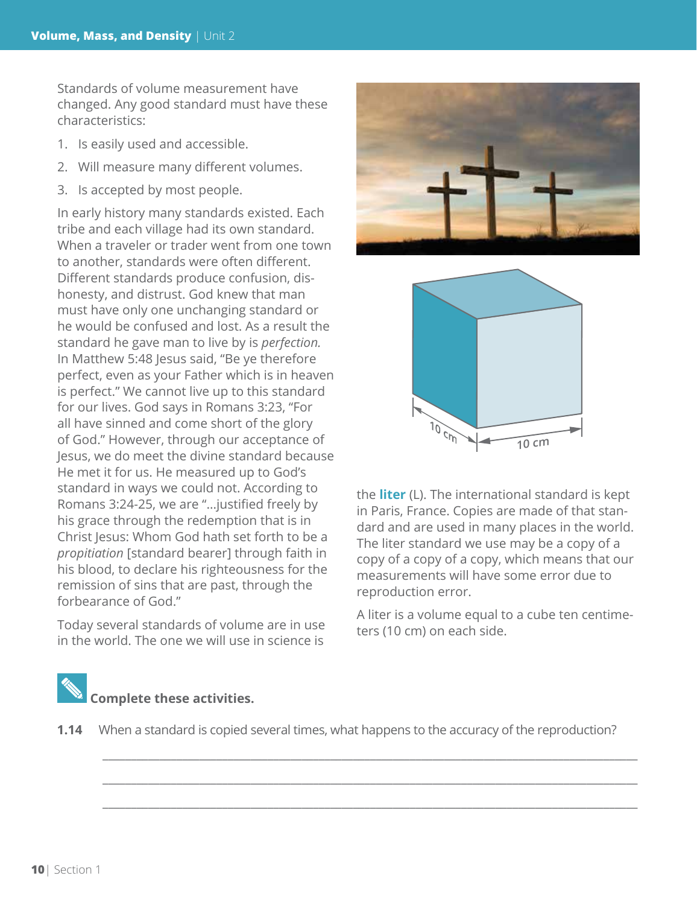Standards of volume measurement have changed. Any good standard must have these characteristics:

1. Is easily used and accessible.
2. Will measure many different volumes.
3. Is accepted by most people.

In early history many standards existed. Each tribe and each village had its own standard. When a traveler or trader went from one town to another, standards were often different. Different standards produce confusion, dishonesty, and distrust. God knew that man must have only one unchanging standard or he would be confused and lost. As a result the standard he gave man to live by is *perfection*. In Matthew 5:48 Jesus said, "Be ye therefore perfect, even as your Father which is in heaven is perfect." We cannot live up to this standard for our lives. God says in Romans 3:23, "For all have sinned and come short of the glory of God." However, through our acceptance of Jesus, we do meet the divine standard because He met it for us. He measured up to God's standard in ways we could not. According to Romans 3:24-25, we are "...justified freely by his grace through the redemption that is in Christ Jesus: Whom God hath set forth to be a *propitiation* [standard bearer] through faith in his blood, to declare his righteousness for the remission of sins that are past, through the forbearance of God."

Today several standards of volume are in use in the world. The one we will use in science is the **liter** (L). The international standard is kept in Paris, France. Copies are made of that standard and are used in many places in the world. The liter standard we use may be a copy of a copy of a copy of a copy, which means that our measurements will have some error due to reproduction error.

A liter is a volume equal to a cube ten centimeters (10 cm) on each side.

**Complete these activities.**

**1.14** When a standard is copied several times, what happens to the accuracy of the reproduction?

______________________________________________________________________

______________________________________________________________________

______________________________________________________________________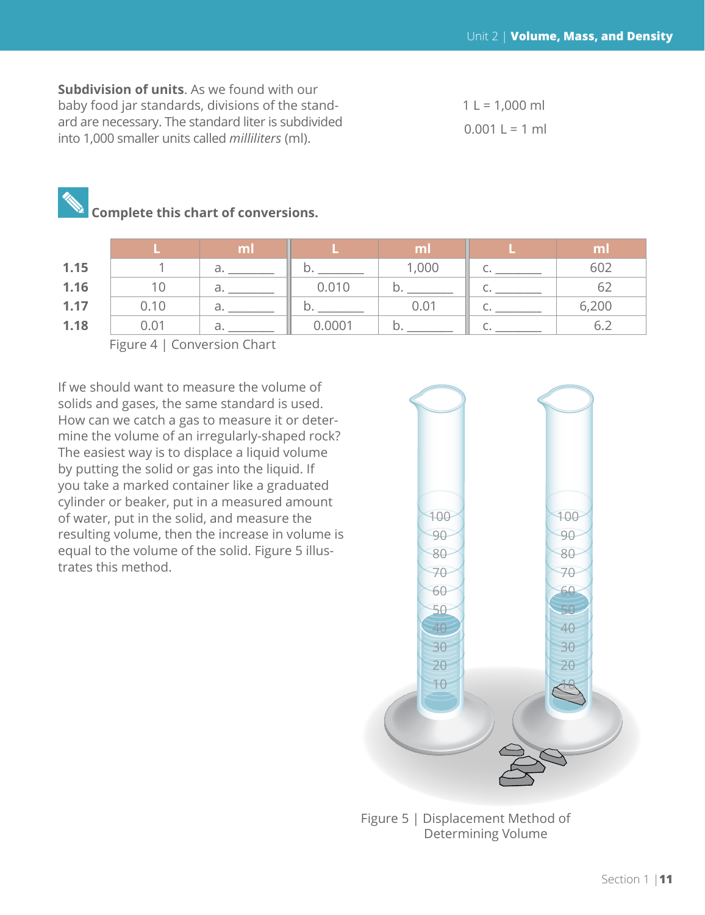**Subdivision of units**. As we found with our baby food jar standards, divisions of the standard are necessary. The standard liter is subdivided into 1,000 smaller units called *milliliters* (ml).

1 L = 1,000 ml

0.001 L = 1 ml

**Complete this chart of conversions.**

| | L | ml | L | ml | L | ml |
|---|---|---|---|---|---|---|
| **1.15** | 1 | a. ________ | b. ________ | 1,000 | c. ________ | 602 |
| **1.16** | 10 | a. ________ | 0.010 | b. ________ | c. ________ | 62 |
| **1.17** | 0.10 | a. ________ | b. ________ | 0.01 | c. ________ | 6,200 |
| **1.18** | 0.01 | a. ________ | 0.0001 | b. ________ | c. ________ | 6.2 |

Figure 4 | Conversion Chart

If we should want to measure the volume of solids and gases, the same standard is used. How can we catch a gas to measure it or determine the volume of an irregularly-shaped rock? The easiest way is to displace a liquid volume by putting the solid or gas into the liquid. If you take a marked container like a graduated cylinder or beaker, put in a measured amount of water, put in the solid, and measure the resulting volume, then the increase in volume is equal to the volume of the solid. Figure 5 illustrates this method.

Figure 5 | Displacement Method of Determining Volume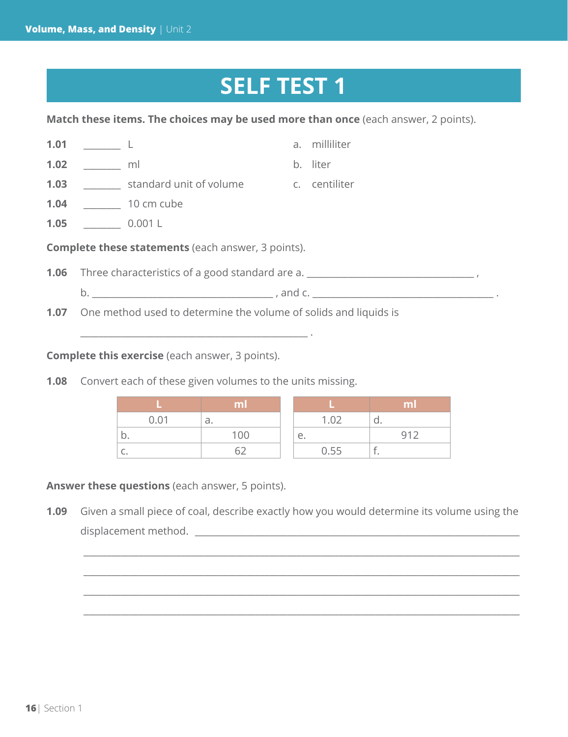# SELF TEST 1

**Match these items. The choices may be used more than once** (each answer, 2 points).

**1.01** _______ L

**1.02** _______ ml

**1.03** _______ standard unit of volume

**1.04** _______ 10 cm cube

**1.05** _______ 0.001 L

a. milliliter

b. liter

c. centiliter

**Complete these statements** (each answer, 3 points).

**1.06** Three characteristics of a good standard are a. ________________________________ , b. ____________________________________ , and c. ____________________________________ .

**1.07** One method used to determine the volume of solids and liquids is ____________________________________________ .

**Complete this exercise** (each answer, 3 points).

**1.08** Convert each of these given volumes to the units missing.

| L | ml |
|---|---|
| 0.01 | a. |
| b. | 100 |
| c. | 62 |

| L | ml |
|---|---|
| 1.02 | d. |
| e. | 912 |
| 0.55 | f. |

**Answer these questions** (each answer, 5 points).

**1.09** Given a small piece of coal, describe exactly how you would determine its volume using the displacement method. ______________________________________________________________
______________________________________________________________
______________________________________________________________
______________________________________________________________
______________________________________________________________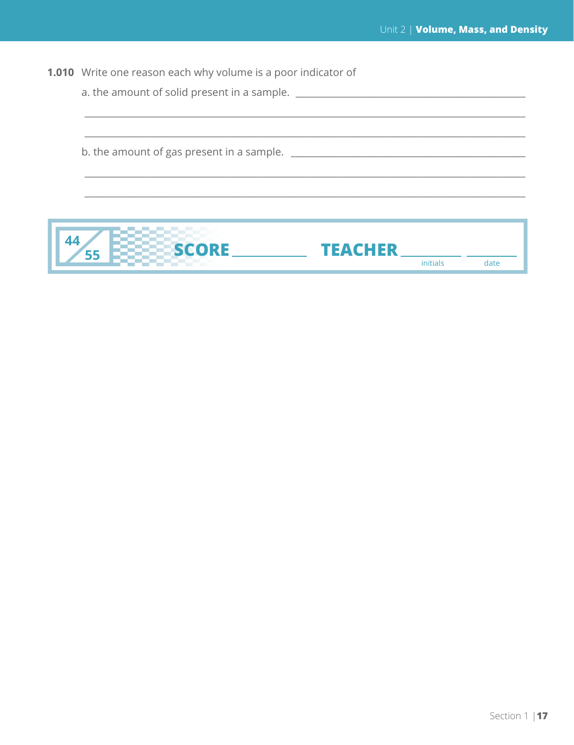**1.010** Write one reason each why volume is a poor indicator of

a. the amount of solid present in a sample. ______________________________________________

______________________________________________________________________________

______________________________________________________________________________

b. the amount of gas present in a sample. ______________________________________________

______________________________________________________________________________

______________________________________________________________________________

44/55 **SCORE** __________ **TEACHER** __________ __________
initials date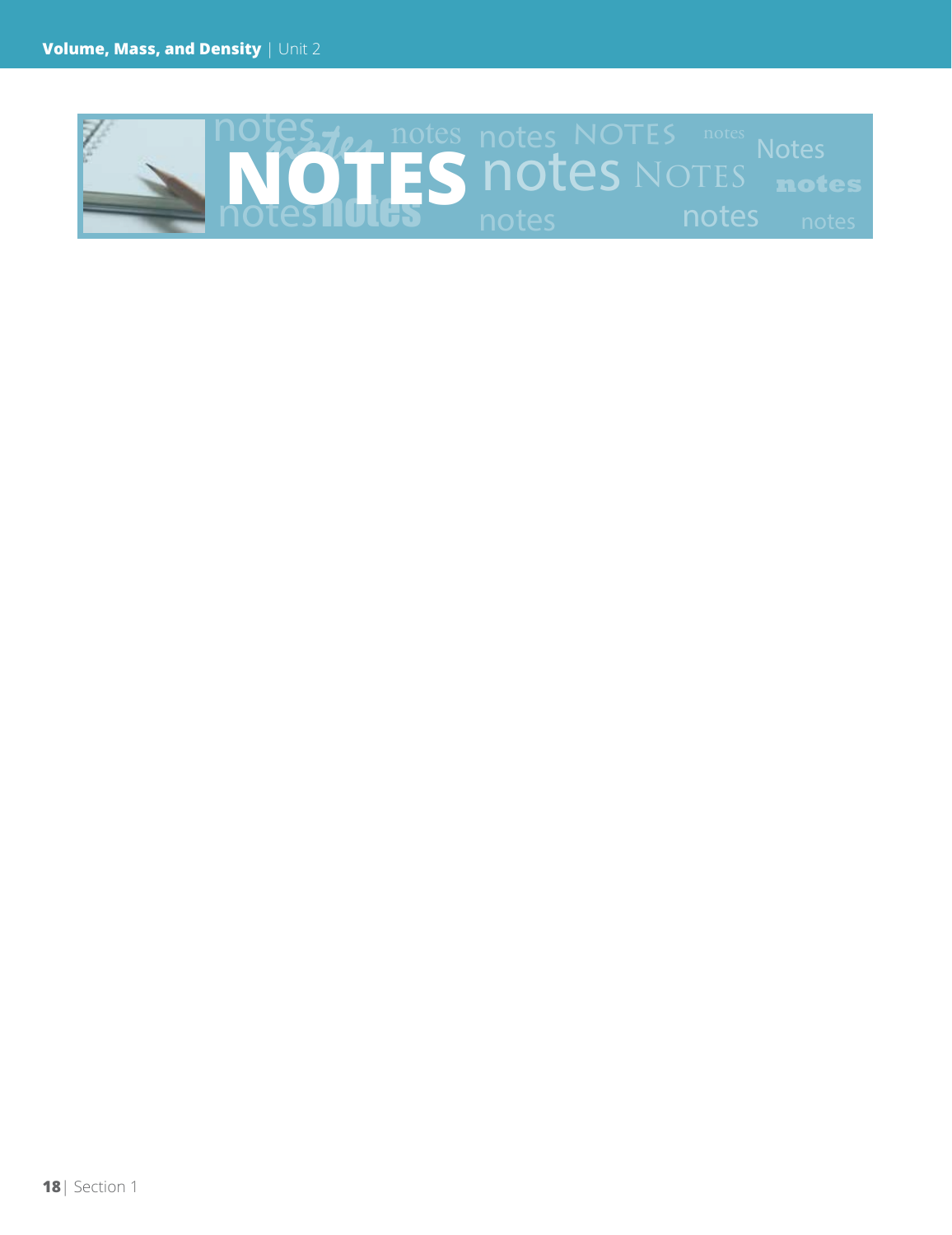# NOTES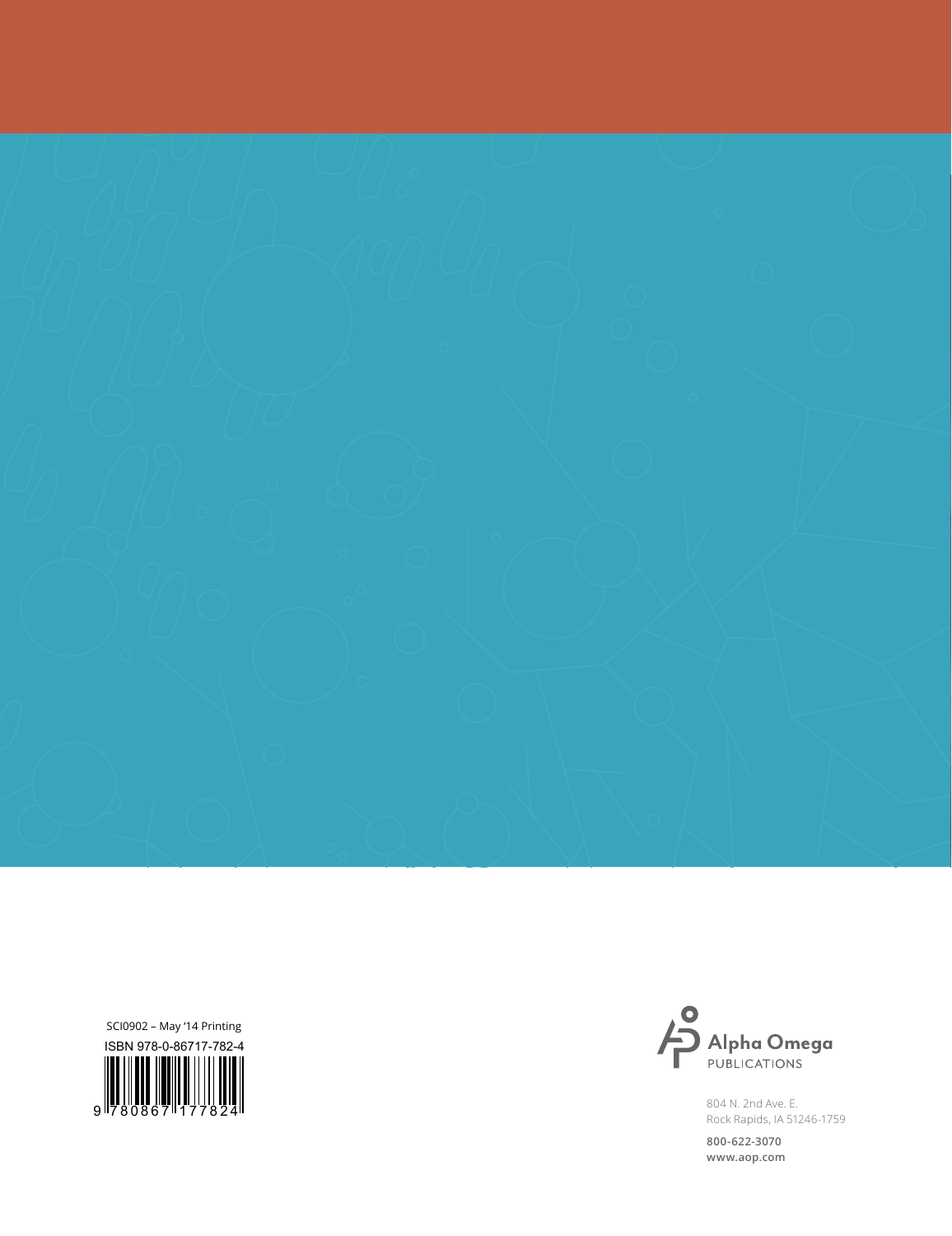SCI0902 – May '14 Printing

ISBN 978-0-86717-782-4

9 780867 177824

Alpha Omega PUBLICATIONS

804 N. 2nd Ave. E.
Rock Rapids, IA 51246-1759

**800-622-3070**
**www.aop.com**